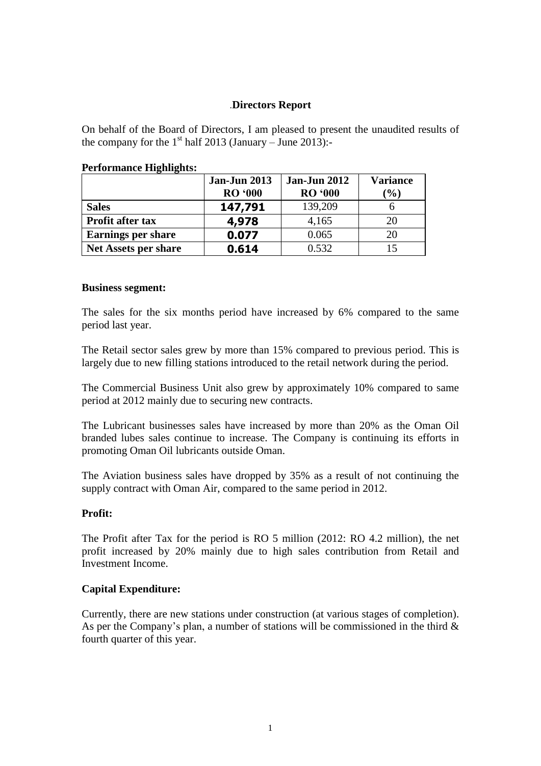## .Directors Report

On behalf of the Board of Directors, I am pleased to present the unaudited results of the company for the 1st half 2013 (January – June 2013):-

**Performance Highlights:**

| | Jan-Jun 2013 RO '000 | Jan-Jun 2012 RO '000 | Variance (%) |
|---|---|---|---|
| **Sales** | **147,791** | 139,209 | 6 |
| **Profit after tax** | **4,978** | 4,165 | 20 |
| **Earnings per share** | **0.077** | 0.065 | 20 |
| **Net Assets per share** | **0.614** | 0.532 | 15 |

**Business segment:**

The sales for the six months period have increased by 6% compared to the same period last year.

The Retail sector sales grew by more than 15% compared to previous period. This is largely due to new filling stations introduced to the retail network during the period.

The Commercial Business Unit also grew by approximately 10% compared to same period at 2012 mainly due to securing new contracts.

The Lubricant businesses sales have increased by more than 20% as the Oman Oil branded lubes sales continue to increase. The Company is continuing its efforts in promoting Oman Oil lubricants outside Oman.

The Aviation business sales have dropped by 35% as a result of not continuing the supply contract with Oman Air, compared to the same period in 2012.

**Profit:**

The Profit after Tax for the period is RO 5 million (2012: RO 4.2 million), the net profit increased by 20% mainly due to high sales contribution from Retail and Investment Income.

**Capital Expenditure:**

Currently, there are new stations under construction (at various stages of completion). As per the Company's plan, a number of stations will be commissioned in the third & fourth quarter of this year.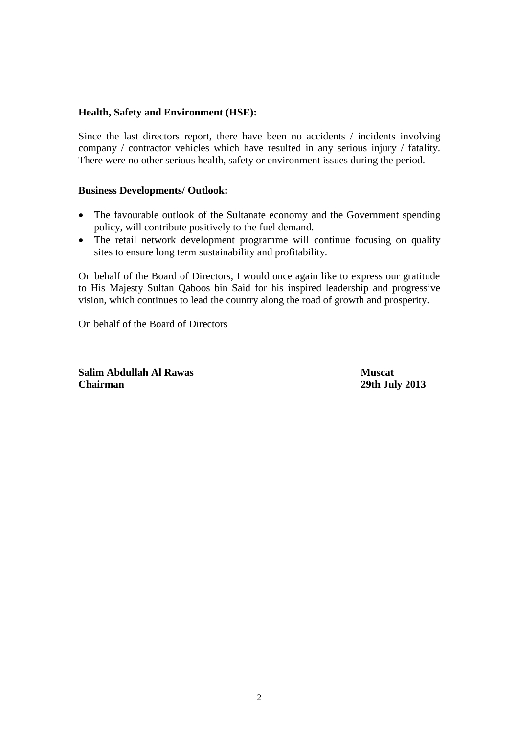**Health, Safety and Environment (HSE):**

Since the last directors report, there have been no accidents / incidents involving company / contractor vehicles which have resulted in any serious injury / fatality. There were no other serious health, safety or environment issues during the period.

**Business Developments/ Outlook:**

- The favourable outlook of the Sultanate economy and the Government spending policy, will contribute positively to the fuel demand.
- The retail network development programme will continue focusing on quality sites to ensure long term sustainability and profitability.

On behalf of the Board of Directors, I would once again like to express our gratitude to His Majesty Sultan Qaboos bin Said for his inspired leadership and progressive vision, which continues to lead the country along the road of growth and prosperity.

On behalf of the Board of Directors

**Salim Abdullah Al Rawas**
**Chairman**

**Muscat**
**29th July 2013**